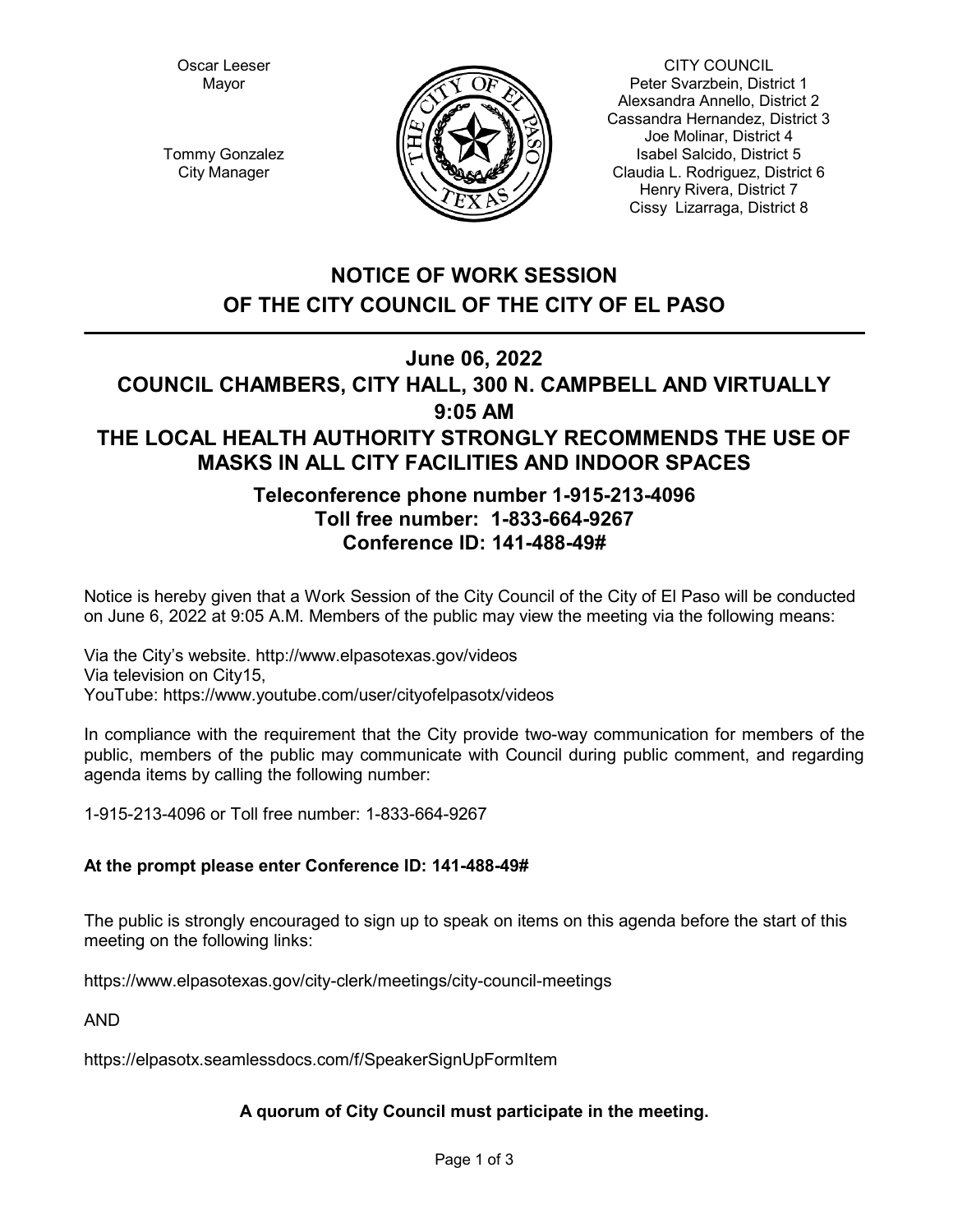Oscar Leeser
Mayor

Tommy Gonzalez
City Manager

CITY COUNCIL
Peter Svarzbein, District 1
Alexsandra Annello, District 2
Cassandra Hernandez, District 3
Joe Molinar, District 4
Isabel Salcido, District 5
Claudia L. Rodriguez, District 6
Henry Rivera, District 7
Cissy Lizarraga, District 8

# NOTICE OF WORK SESSION OF THE CITY COUNCIL OF THE CITY OF EL PASO

## June 06, 2022
## COUNCIL CHAMBERS, CITY HALL, 300 N. CAMPBELL AND VIRTUALLY
## 9:05 AM
## THE LOCAL HEALTH AUTHORITY STRONGLY RECOMMENDS THE USE OF MASKS IN ALL CITY FACILITIES AND INDOOR SPACES

### Teleconference phone number 1-915-213-4096
### Toll free number: 1-833-664-9267
### Conference ID: 141-488-49#

Notice is hereby given that a Work Session of the City Council of the City of El Paso will be conducted on June 6, 2022 at 9:05 A.M. Members of the public may view the meeting via the following means:

Via the City's website. http://www.elpasotexas.gov/videos
Via television on City15,
YouTube: https://www.youtube.com/user/cityofelpasotx/videos

In compliance with the requirement that the City provide two-way communication for members of the public, members of the public may communicate with Council during public comment, and regarding agenda items by calling the following number:

1-915-213-4096 or Toll free number: 1-833-664-9267

**At the prompt please enter Conference ID: 141-488-49#**

The public is strongly encouraged to sign up to speak on items on this agenda before the start of this meeting on the following links:

https://www.elpasotexas.gov/city-clerk/meetings/city-council-meetings

AND

https://elpasotx.seamlessdocs.com/f/SpeakerSignUpFormItem

**A quorum of City Council must participate in the meeting.**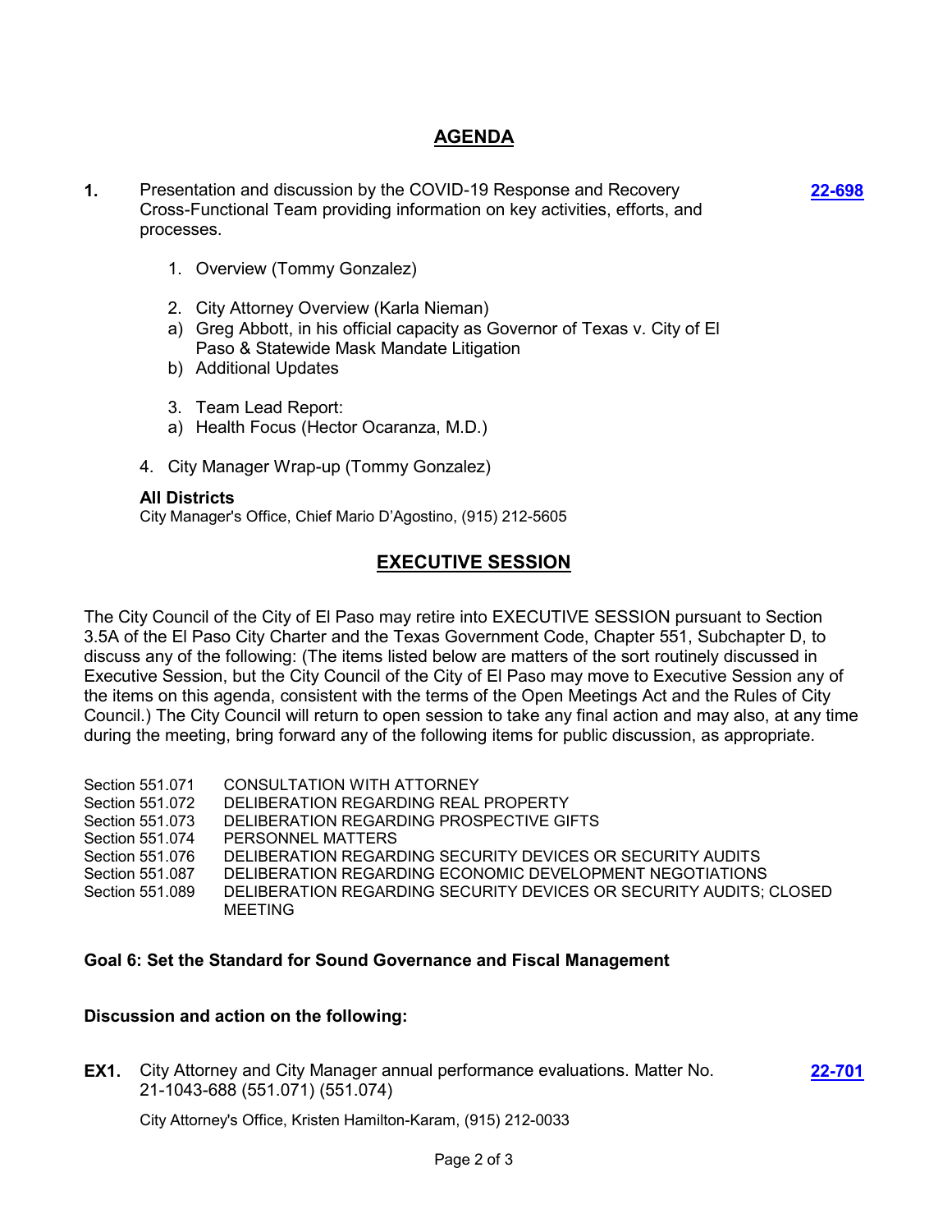## AGENDA

**1.** Presentation and discussion by the COVID-19 Response and Recovery Cross-Functional Team providing information on key activities, efforts, and processes. **22-698**

1. Overview (Tommy Gonzalez)

2. City Attorney Overview (Karla Nieman)
   a) Greg Abbott, in his official capacity as Governor of Texas v. City of El Paso & Statewide Mask Mandate Litigation
   b) Additional Updates

3. Team Lead Report:
   a) Health Focus (Hector Ocaranza, M.D.)

4. City Manager Wrap-up (Tommy Gonzalez)

**All Districts**
City Manager's Office, Chief Mario D'Agostino, (915) 212-5605

## EXECUTIVE SESSION

The City Council of the City of El Paso may retire into EXECUTIVE SESSION pursuant to Section 3.5A of the El Paso City Charter and the Texas Government Code, Chapter 551, Subchapter D, to discuss any of the following: (The items listed below are matters of the sort routinely discussed in Executive Session, but the City Council of the City of El Paso may move to Executive Session any of the items on this agenda, consistent with the terms of the Open Meetings Act and the Rules of City Council.) The City Council will return to open session to take any final action and may also, at any time during the meeting, bring forward any of the following items for public discussion, as appropriate.

| | |
|---|---|
| Section 551.071 | CONSULTATION WITH ATTORNEY |
| Section 551.072 | DELIBERATION REGARDING REAL PROPERTY |
| Section 551.073 | DELIBERATION REGARDING PROSPECTIVE GIFTS |
| Section 551.074 | PERSONNEL MATTERS |
| Section 551.076 | DELIBERATION REGARDING SECURITY DEVICES OR SECURITY AUDITS |
| Section 551.087 | DELIBERATION REGARDING ECONOMIC DEVELOPMENT NEGOTIATIONS |
| Section 551.089 | DELIBERATION REGARDING SECURITY DEVICES OR SECURITY AUDITS; CLOSED MEETING |

**Goal 6: Set the Standard for Sound Governance and Fiscal Management**

**Discussion and action on the following:**

**EX1.** City Attorney and City Manager annual performance evaluations. Matter No. 21-1043-688 (551.071) (551.074) **22-701**

City Attorney's Office, Kristen Hamilton-Karam, (915) 212-0033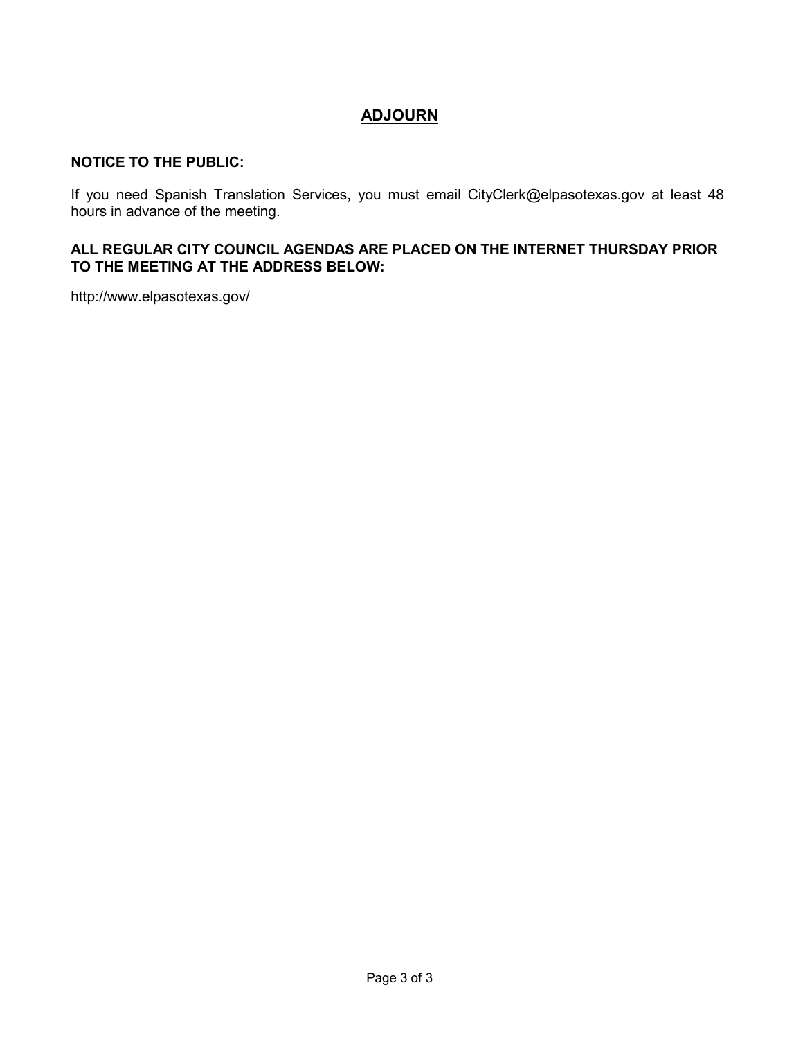## ADJOURN

**NOTICE TO THE PUBLIC:**

If you need Spanish Translation Services, you must email CityClerk@elpasotexas.gov at least 48 hours in advance of the meeting.

**ALL REGULAR CITY COUNCIL AGENDAS ARE PLACED ON THE INTERNET THURSDAY PRIOR TO THE MEETING AT THE ADDRESS BELOW:**

http://www.elpasotexas.gov/